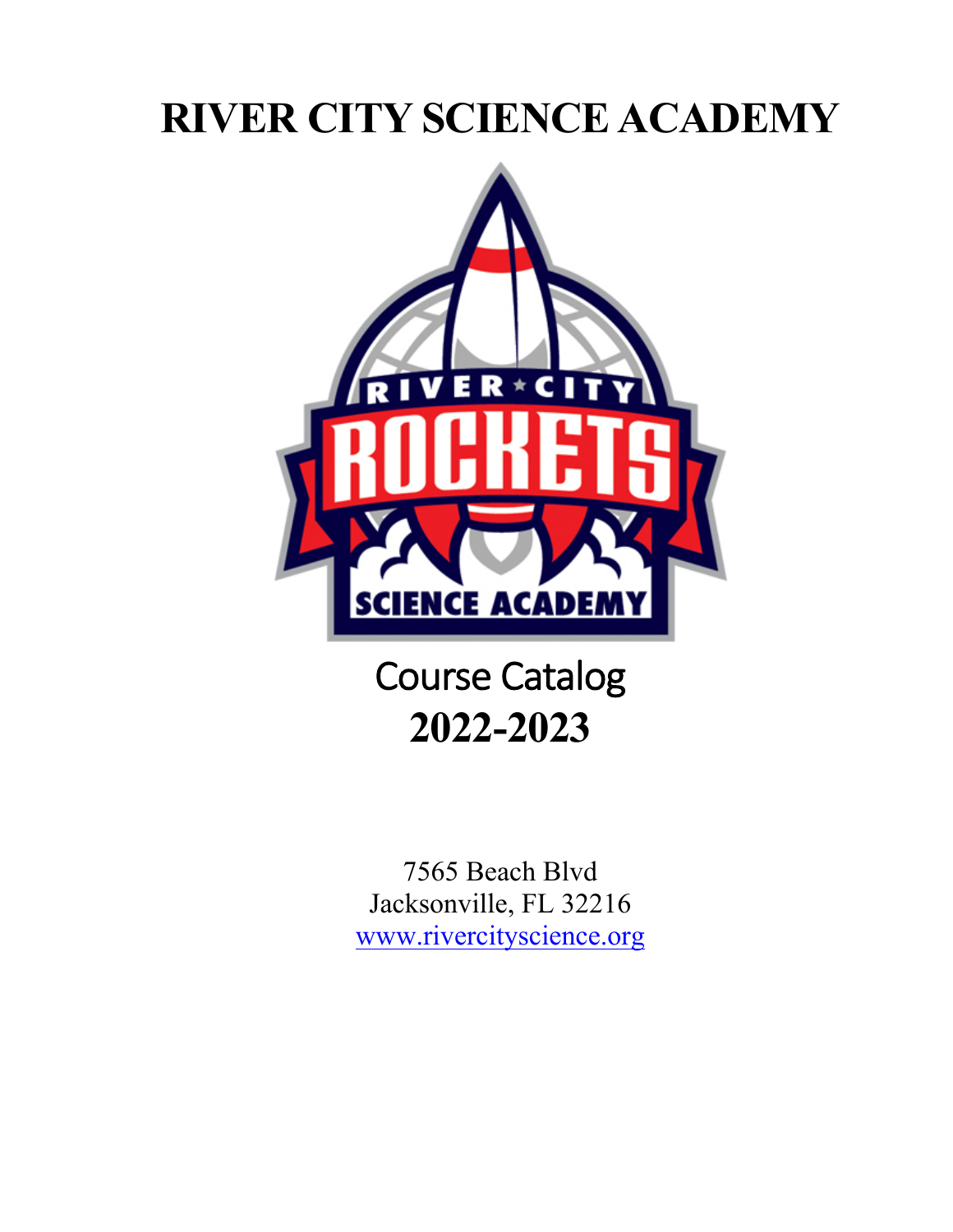# RIVER CITY SCIENCE ACADEMY

Course Catalog

**2022-2023**

7565 Beach Blvd
Jacksonville, FL 32216
www.rivercityscience.org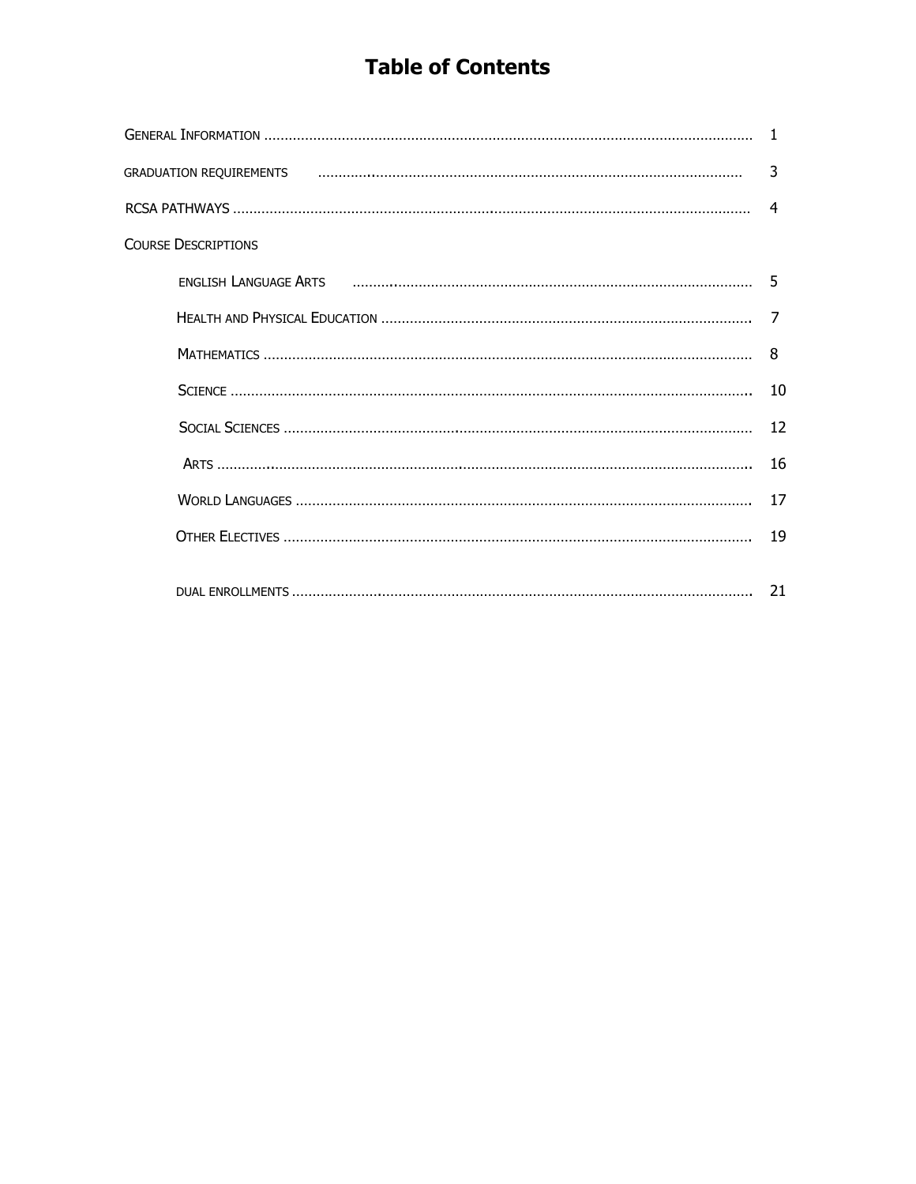# Table of Contents

| | |
|---|---|
| GENERAL INFORMATION | 1 |
| GRADUATION REQUIREMENTS | 3 |
| RCSA PATHWAYS | 4 |
| COURSE DESCRIPTIONS | |
| ENGLISH LANGUAGE ARTS | 5 |
| HEALTH AND PHYSICAL EDUCATION | 7 |
| MATHEMATICS | 8 |
| SCIENCE | 10 |
| SOCIAL SCIENCES | 12 |
| ARTS | 16 |
| WORLD LANGUAGES | 17 |
| OTHER ELECTIVES | 19 |
| DUAL ENROLLMENTS | 21 |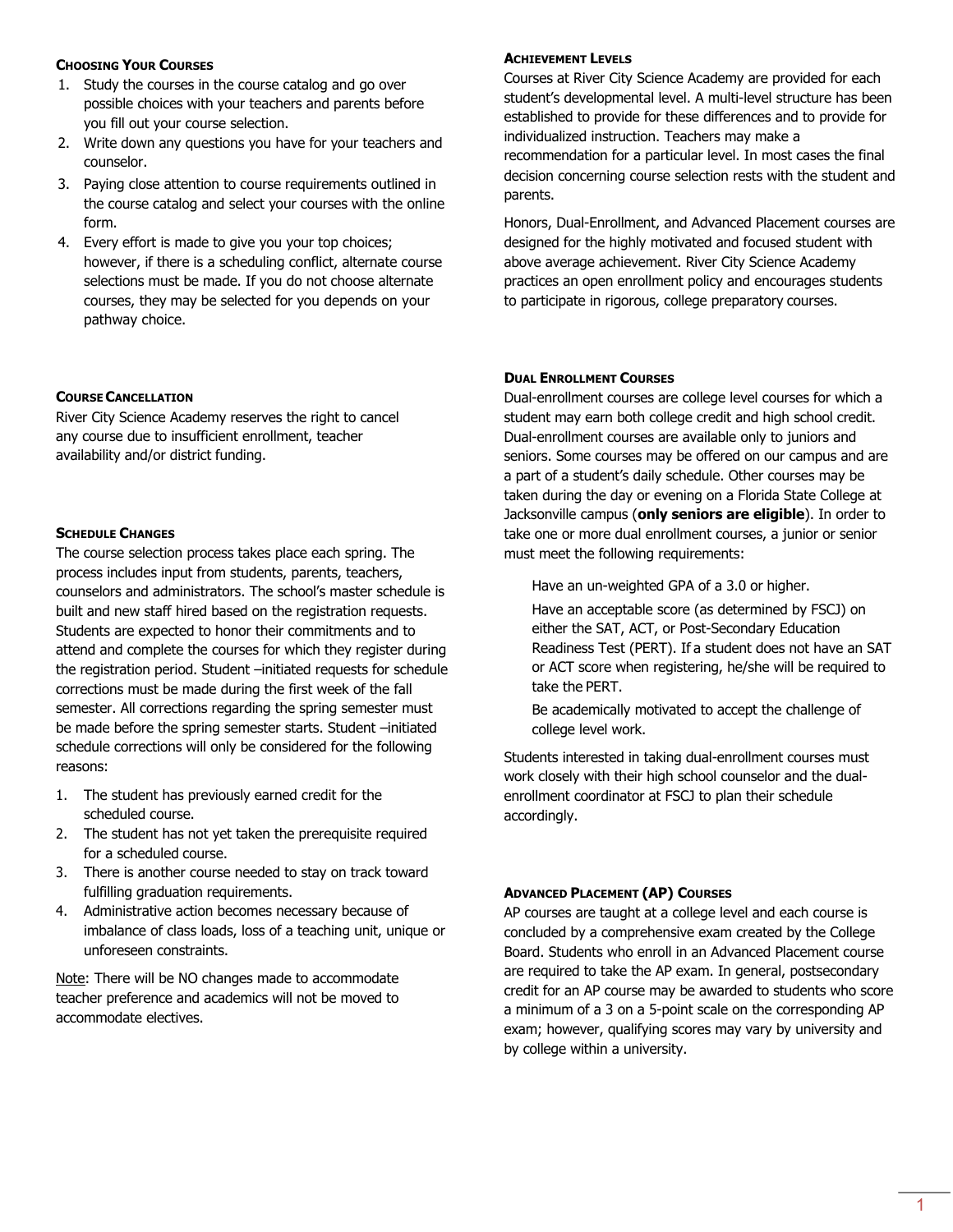## Choosing Your Courses

1. Study the courses in the course catalog and go over possible choices with your teachers and parents before you fill out your course selection.
2. Write down any questions you have for your teachers and counselor.
3. Paying close attention to course requirements outlined in the course catalog and select your courses with the online form.
4. Every effort is made to give you your top choices; however, if there is a scheduling conflict, alternate course selections must be made. If you do not choose alternate courses, they may be selected for you depends on your pathway choice.

## Course Cancellation

River City Science Academy reserves the right to cancel any course due to insufficient enrollment, teacher availability and/or district funding.

## Schedule Changes

The course selection process takes place each spring. The process includes input from students, parents, teachers, counselors and administrators. The school's master schedule is built and new staff hired based on the registration requests. Students are expected to honor their commitments and to attend and complete the courses for which they register during the registration period. Student –initiated requests for schedule corrections must be made during the first week of the fall semester. All corrections regarding the spring semester must be made before the spring semester starts. Student –initiated schedule corrections will only be considered for the following reasons:

1. The student has previously earned credit for the scheduled course.
2. The student has not yet taken the prerequisite required for a scheduled course.
3. There is another course needed to stay on track toward fulfilling graduation requirements.
4. Administrative action becomes necessary because of imbalance of class loads, loss of a teaching unit, unique or unforeseen constraints.

Note: There will be NO changes made to accommodate teacher preference and academics will not be moved to accommodate electives.

## Achievement Levels

Courses at River City Science Academy are provided for each student's developmental level. A multi-level structure has been established to provide for these differences and to provide for individualized instruction. Teachers may make a recommendation for a particular level. In most cases the final decision concerning course selection rests with the student and parents.

Honors, Dual-Enrollment, and Advanced Placement courses are designed for the highly motivated and focused student with above average achievement. River City Science Academy practices an open enrollment policy and encourages students to participate in rigorous, college preparatory courses.

## Dual Enrollment Courses

Dual-enrollment courses are college level courses for which a student may earn both college credit and high school credit. Dual-enrollment courses are available only to juniors and seniors. Some courses may be offered on our campus and are a part of a student's daily schedule. Other courses may be taken during the day or evening on a Florida State College at Jacksonville campus (**only seniors are eligible**). In order to take one or more dual enrollment courses, a junior or senior must meet the following requirements:

- Have an un-weighted GPA of a 3.0 or higher.
- Have an acceptable score (as determined by FSCJ) on either the SAT, ACT, or Post-Secondary Education Readiness Test (PERT). If a student does not have an SAT or ACT score when registering, he/she will be required to take the PERT.
- Be academically motivated to accept the challenge of college level work.

Students interested in taking dual-enrollment courses must work closely with their high school counselor and the dual-enrollment coordinator at FSCJ to plan their schedule accordingly.

## Advanced Placement (AP) Courses

AP courses are taught at a college level and each course is concluded by a comprehensive exam created by the College Board. Students who enroll in an Advanced Placement course are required to take the AP exam. In general, postsecondary credit for an AP course may be awarded to students who score a minimum of a 3 on a 5-point scale on the corresponding AP exam; however, qualifying scores may vary by university and by college within a university.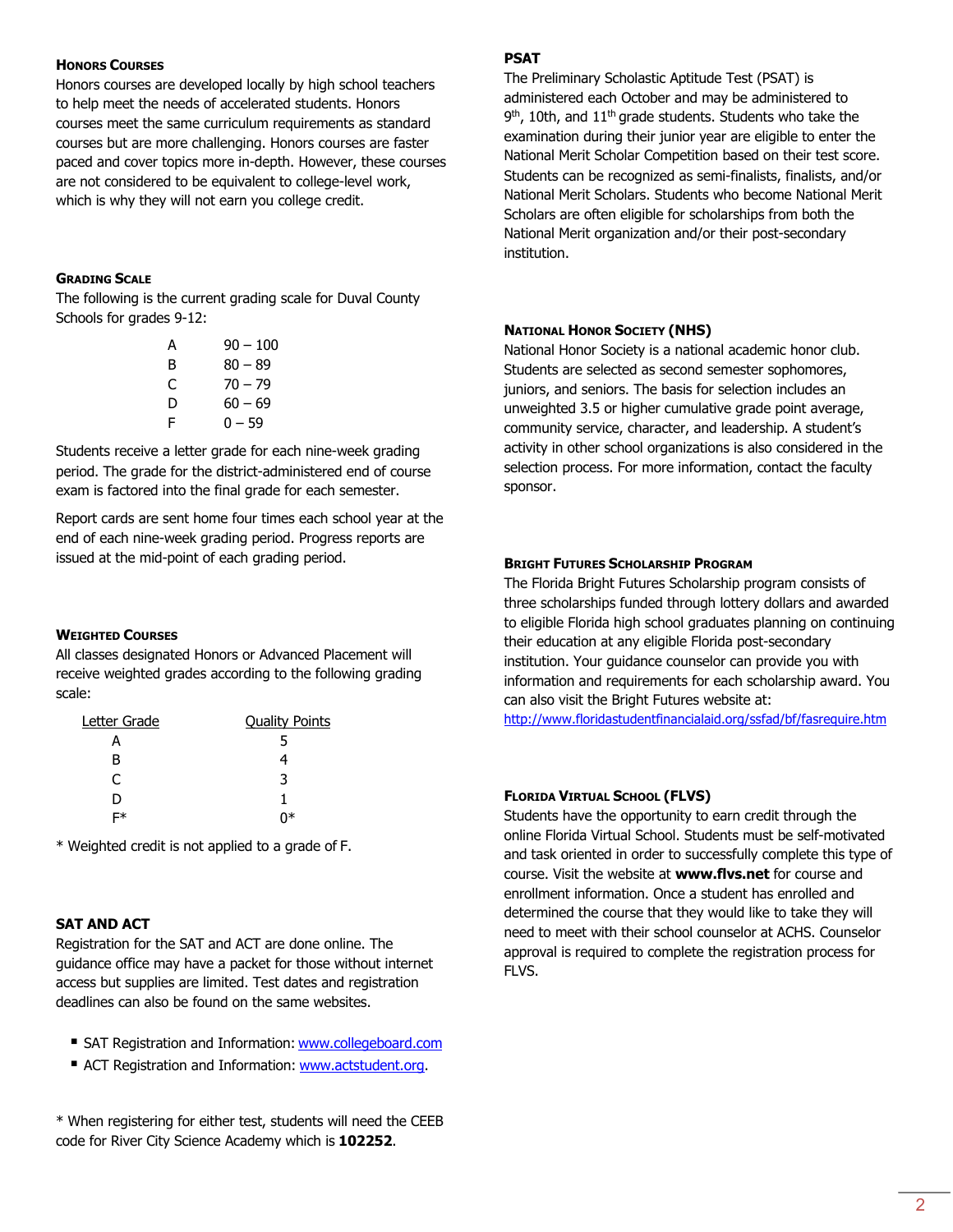### Honors Courses

Honors courses are developed locally by high school teachers to help meet the needs of accelerated students. Honors courses meet the same curriculum requirements as standard courses but are more challenging. Honors courses are faster paced and cover topics more in-depth. However, these courses are not considered to be equivalent to college-level work, which is why they will not earn you college credit.

### Grading Scale

The following is the current grading scale for Duval County Schools for grades 9-12:

| | |
|---|---|
| A | 90 – 100 |
| B | 80 – 89 |
| C | 70 – 79 |
| D | 60 – 69 |
| F | 0 – 59 |

Students receive a letter grade for each nine-week grading period. The grade for the district-administered end of course exam is factored into the final grade for each semester.

Report cards are sent home four times each school year at the end of each nine-week grading period. Progress reports are issued at the mid-point of each grading period.

### Weighted Courses

All classes designated Honors or Advanced Placement will receive weighted grades according to the following grading scale:

| Letter Grade | Quality Points |
|---|---|
| A | 5 |
| B | 4 |
| C | 3 |
| D | 1 |
| F* | 0* |

* Weighted credit is not applied to a grade of F.

### SAT and ACT

Registration for the SAT and ACT are done online. The guidance office may have a packet for those without internet access but supplies are limited. Test dates and registration deadlines can also be found on the same websites.

- SAT Registration and Information: www.collegeboard.com
- ACT Registration and Information: www.actstudent.org.

* When registering for either test, students will need the CEEB code for River City Science Academy which is **102252**.

### PSAT

The Preliminary Scholastic Aptitude Test (PSAT) is administered each October and may be administered to 9th, 10th, and 11th grade students. Students who take the examination during their junior year are eligible to enter the National Merit Scholar Competition based on their test score. Students can be recognized as semi-finalists, finalists, and/or National Merit Scholars. Students who become National Merit Scholars are often eligible for scholarships from both the National Merit organization and/or their post-secondary institution.

### National Honor Society (NHS)

National Honor Society is a national academic honor club. Students are selected as second semester sophomores, juniors, and seniors. The basis for selection includes an unweighted 3.5 or higher cumulative grade point average, community service, character, and leadership. A student's activity in other school organizations is also considered in the selection process. For more information, contact the faculty sponsor.

### Bright Futures Scholarship Program

The Florida Bright Futures Scholarship program consists of three scholarships funded through lottery dollars and awarded to eligible Florida high school graduates planning on continuing their education at any eligible Florida post-secondary institution. Your guidance counselor can provide you with information and requirements for each scholarship award. You can also visit the Bright Futures website at: http://www.floridastudentfinancialaid.org/ssfad/bf/fasrequire.htm

### Florida Virtual School (FLVS)

Students have the opportunity to earn credit through the online Florida Virtual School. Students must be self-motivated and task oriented in order to successfully complete this type of course. Visit the website at **www.flvs.net** for course and enrollment information. Once a student has enrolled and determined the course that they would like to take they will need to meet with their school counselor at ACHS. Counselor approval is required to complete the registration process for FLVS.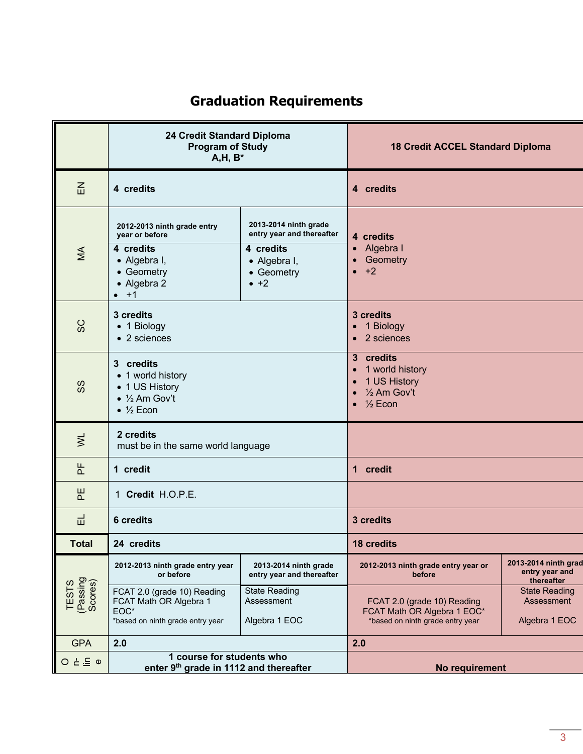# Graduation Requirements

| | 24 Credit Standard Diploma Program of Study A,H, B* | | 18 Credit ACCEL Standard Diploma | |
|---|---|---|---|---|
| EN | **4 credits** | | **4 credits** | |
| MA | **2012-2013 ninth grade entry year or before**<br>**4 credits**<br>• Algebra I,<br>• Geometry<br>• Algebra 2<br>• +1 | **2013-2014 ninth grade entry year and thereafter**<br>**4 credits**<br>• Algebra I,<br>• Geometry<br>• +2 | **4 credits**<br>• Algebra I<br>• Geometry<br>• +2 | |
| SC | **3 credits**<br>• 1 Biology<br>• 2 sciences | | **3 credits**<br>• 1 Biology<br>• 2 sciences | |
| SS | **3 credits**<br>• 1 world history<br>• 1 US History<br>• ½ Am Gov't<br>• ½ Econ | | **3 credits**<br>• 1 world history<br>• 1 US History<br>• ½ Am Gov't<br>• ½ Econ | |
| WL | **2 credits**<br>must be in the same world language | | | |
| PF | **1 credit** | | **1 credit** | |
| PE | 1 **Credit** H.O.P.E. | | | |
| EL | **6 credits** | | **3 credits** | |
| **Total** | **24 credits** | | **18 credits** | |
| TESTS (Passing Scores) | **2012-2013 ninth grade entry year or before**<br>FCAT 2.0 (grade 10) Reading<br>FCAT Math OR Algebra 1 EOC*<br>*based on ninth grade entry year | **2013-2014 ninth grade entry year and thereafter**<br>State Reading Assessment<br><br>Algebra 1 EOC | **2012-2013 ninth grade entry year or before**<br>FCAT 2.0 (grade 10) Reading<br>FCAT Math OR Algebra 1 EOC*<br>*based on ninth grade entry year | **2013-2014 ninth grade entry year and thereafter**<br>State Reading Assessment<br><br>Algebra 1 EOC |
| GPA | **2.0** | | **2.0** | |
| Online | **1 course for students who enter 9th grade in 1112 and thereafter** | | **No requirement** | |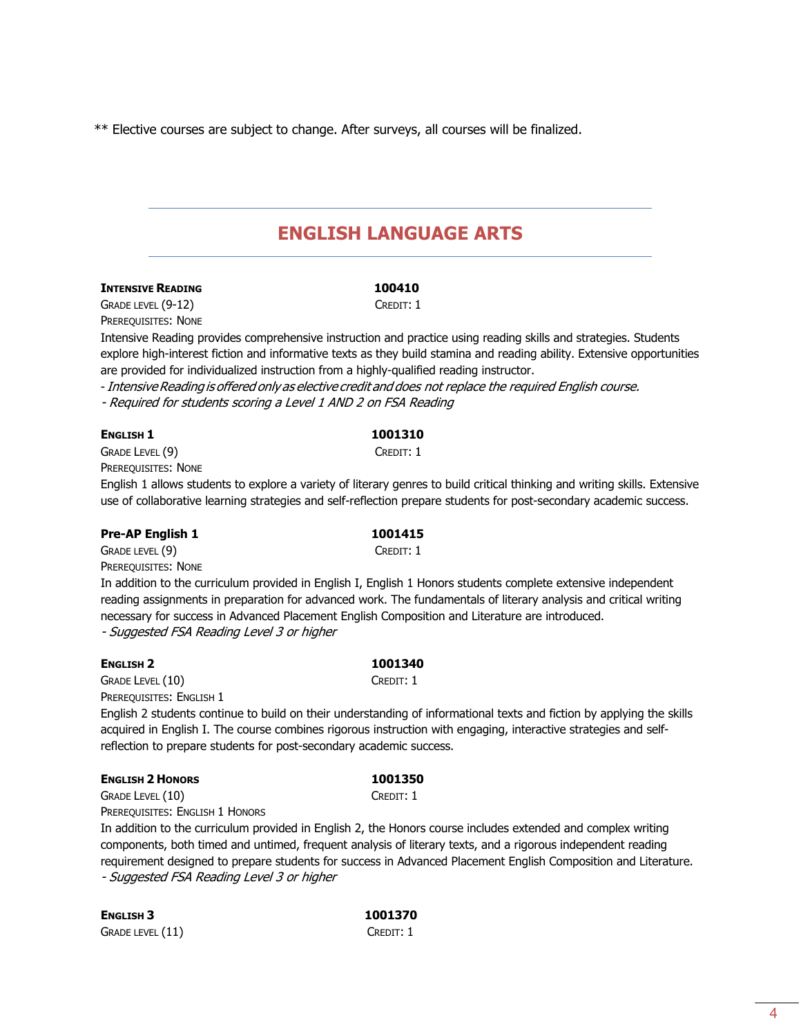** Elective courses are subject to change. After surveys, all courses will be finalized.

## ENGLISH LANGUAGE ARTS

**Intensive Reading** **100410**
Grade level (9-12) Credit: 1
Prerequisites: None
Intensive Reading provides comprehensive instruction and practice using reading skills and strategies. Students explore high-interest fiction and informative texts as they build stamina and reading ability. Extensive opportunities are provided for individualized instruction from a highly-qualified reading instructor.
*- Intensive Reading is offered only as elective credit and does not replace the required English course.*
*- Required for students scoring a Level 1 AND 2 on FSA Reading*

**English 1** **1001310**
Grade Level (9) Credit: 1
Prerequisites: None
English 1 allows students to explore a variety of literary genres to build critical thinking and writing skills. Extensive use of collaborative learning strategies and self-reflection prepare students for post-secondary academic success.

**Pre-AP English 1** **1001415**
Grade level (9) Credit: 1
Prerequisites: None
In addition to the curriculum provided in English I, English 1 Honors students complete extensive independent reading assignments in preparation for advanced work. The fundamentals of literary analysis and critical writing necessary for success in Advanced Placement English Composition and Literature are introduced.
*- Suggested FSA Reading Level 3 or higher*

**English 2** **1001340**
Grade Level (10) Credit: 1
Prerequisites: English 1
English 2 students continue to build on their understanding of informational texts and fiction by applying the skills acquired in English I. The course combines rigorous instruction with engaging, interactive strategies and self-reflection to prepare students for post-secondary academic success.

**English 2 Honors** **1001350**
Grade Level (10) Credit: 1
Prerequisites: English 1 Honors
In addition to the curriculum provided in English 2, the Honors course includes extended and complex writing components, both timed and untimed, frequent analysis of literary texts, and a rigorous independent reading requirement designed to prepare students for success in Advanced Placement English Composition and Literature.
*- Suggested FSA Reading Level 3 or higher*

**English 3** **1001370**
Grade level (11) Credit: 1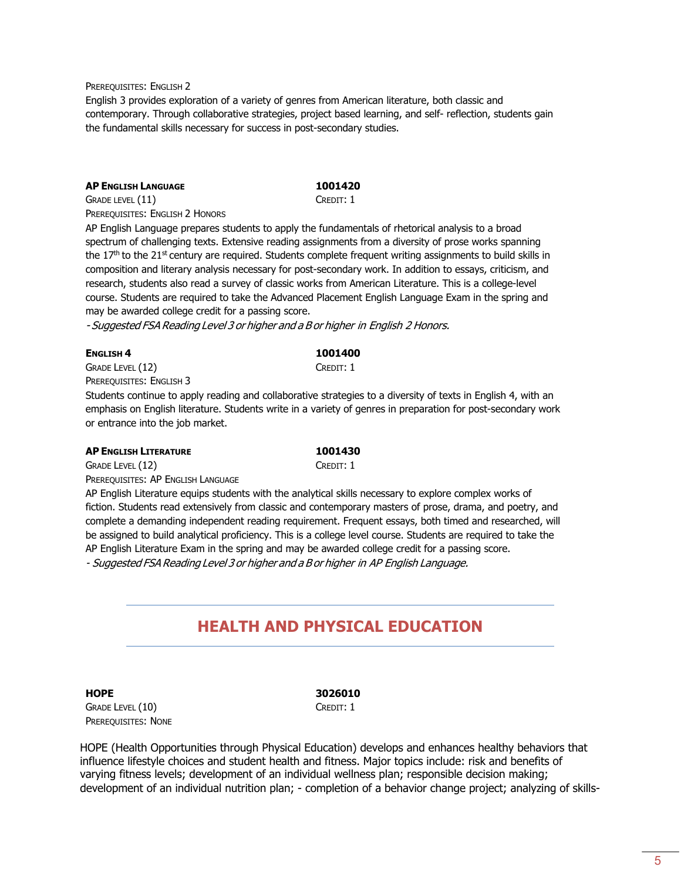Prerequisites: English 2

English 3 provides exploration of a variety of genres from American literature, both classic and contemporary. Through collaborative strategies, project based learning, and self- reflection, students gain the fundamental skills necessary for success in post-secondary studies.

**AP English Language** **1001420**

Grade level (11) Credit: 1

Prerequisites: English 2 Honors

AP English Language prepares students to apply the fundamentals of rhetorical analysis to a broad spectrum of challenging texts. Extensive reading assignments from a diversity of prose works spanning the 17th to the 21st century are required. Students complete frequent writing assignments to build skills in composition and literary analysis necessary for post-secondary work. In addition to essays, criticism, and research, students also read a survey of classic works from American Literature. This is a college-level course. Students are required to take the Advanced Placement English Language Exam in the spring and may be awarded college credit for a passing score.

*- Suggested FSA Reading Level 3 or higher and a B or higher in English 2 Honors.*

**English 4** **1001400**

Grade Level (12) Credit: 1

Prerequisites: English 3

Students continue to apply reading and collaborative strategies to a diversity of texts in English 4, with an emphasis on English literature. Students write in a variety of genres in preparation for post-secondary work or entrance into the job market.

**AP English Literature** **1001430**

Grade Level (12) Credit: 1

Prerequisites: AP English Language

AP English Literature equips students with the analytical skills necessary to explore complex works of fiction. Students read extensively from classic and contemporary masters of prose, drama, and poetry, and complete a demanding independent reading requirement. Frequent essays, both timed and researched, will be assigned to build analytical proficiency. This is a college level course. Students are required to take the AP English Literature Exam in the spring and may be awarded college credit for a passing score.

*- Suggested FSA Reading Level 3 or higher and a B or higher in AP English Language.*

## HEALTH AND PHYSICAL EDUCATION

**HOPE** **3026010**

Grade Level (10) Credit: 1

Prerequisites: None

HOPE (Health Opportunities through Physical Education) develops and enhances healthy behaviors that influence lifestyle choices and student health and fitness. Major topics include: risk and benefits of varying fitness levels; development of an individual wellness plan; responsible decision making; development of an individual nutrition plan; - completion of a behavior change project; analyzing of skills-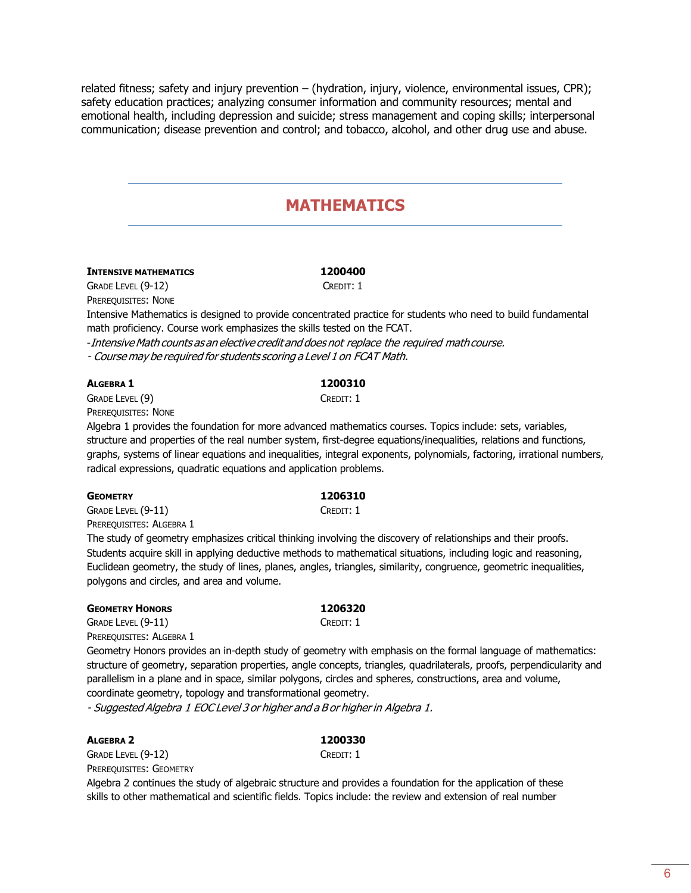related fitness; safety and injury prevention – (hydration, injury, violence, environmental issues, CPR); safety education practices; analyzing consumer information and community resources; mental and emotional health, including depression and suicide; stress management and coping skills; interpersonal communication; disease prevention and control; and tobacco, alcohol, and other drug use and abuse.

## MATHEMATICS

**INTENSIVE MATHEMATICS** **1200400**
GRADE LEVEL (9-12) CREDIT: 1
PREREQUISITES: NONE

Intensive Mathematics is designed to provide concentrated practice for students who need to build fundamental math proficiency. Course work emphasizes the skills tested on the FCAT.

*-Intensive Math counts as an elective credit and does not replace the required math course.*
*- Course may be required for students scoring a Level 1 on FCAT Math.*

**ALGEBRA 1** **1200310**
GRADE LEVEL (9) CREDIT: 1
PREREQUISITES: NONE

Algebra 1 provides the foundation for more advanced mathematics courses. Topics include: sets, variables, structure and properties of the real number system, first-degree equations/inequalities, relations and functions, graphs, systems of linear equations and inequalities, integral exponents, polynomials, factoring, irrational numbers, radical expressions, quadratic equations and application problems.

**GEOMETRY** **1206310**
GRADE LEVEL (9-11) CREDIT: 1
PREREQUISITES: ALGEBRA 1

The study of geometry emphasizes critical thinking involving the discovery of relationships and their proofs. Students acquire skill in applying deductive methods to mathematical situations, including logic and reasoning, Euclidean geometry, the study of lines, planes, angles, triangles, similarity, congruence, geometric inequalities, polygons and circles, and area and volume.

**GEOMETRY HONORS** **1206320**
GRADE LEVEL (9-11) CREDIT: 1
PREREQUISITES: ALGEBRA 1

Geometry Honors provides an in-depth study of geometry with emphasis on the formal language of mathematics: structure of geometry, separation properties, angle concepts, triangles, quadrilaterals, proofs, perpendicularity and parallelism in a plane and in space, similar polygons, circles and spheres, constructions, area and volume, coordinate geometry, topology and transformational geometry.

*- Suggested Algebra 1 EOC Level 3 or higher and a B or higher in Algebra 1.*

**ALGEBRA 2** **1200330**
GRADE LEVEL (9-12) CREDIT: 1
PREREQUISITES: GEOMETRY

Algebra 2 continues the study of algebraic structure and provides a foundation for the application of these skills to other mathematical and scientific fields. Topics include: the review and extension of real number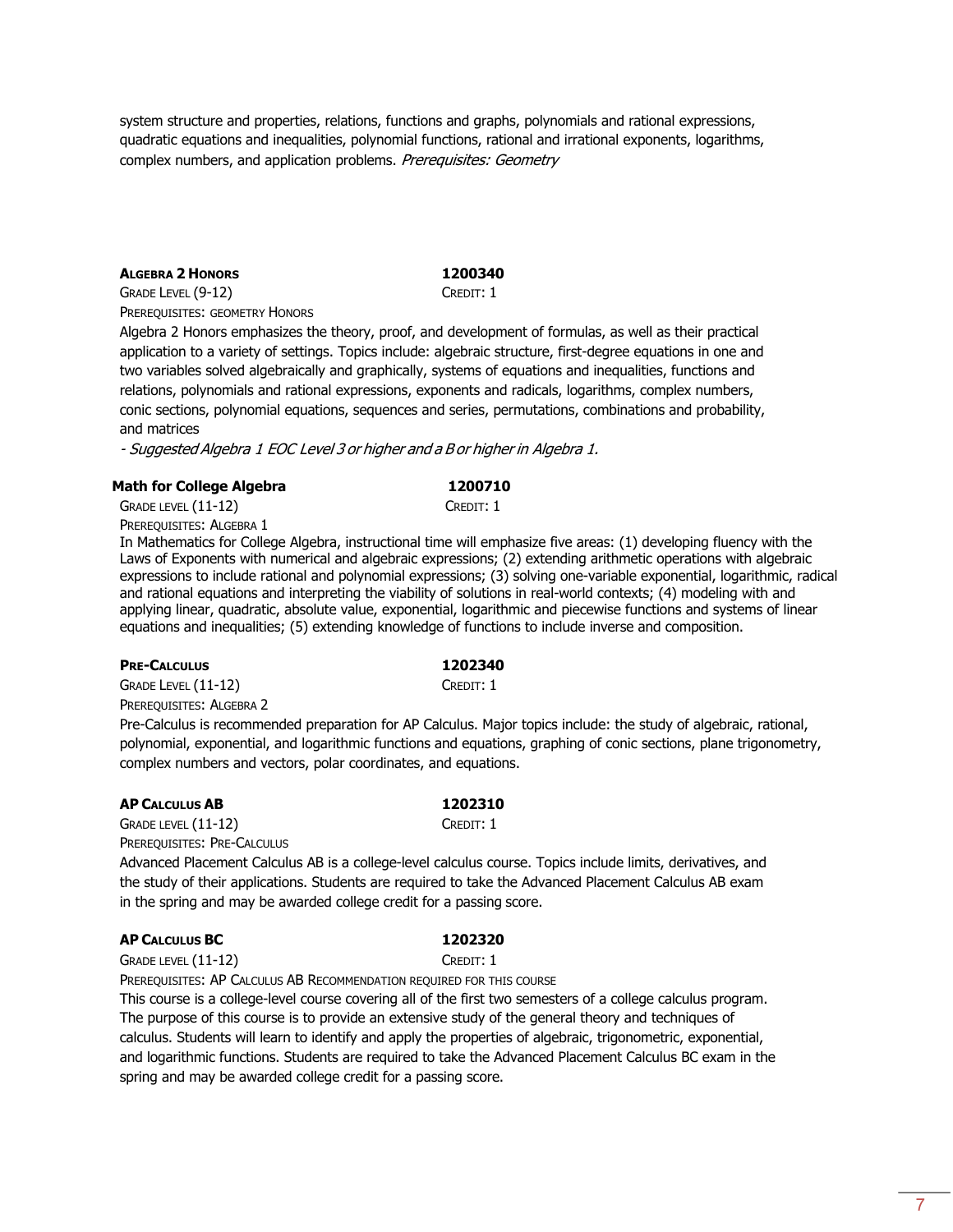system structure and properties, relations, functions and graphs, polynomials and rational expressions, quadratic equations and inequalities, polynomial functions, rational and irrational exponents, logarithms, complex numbers, and application problems. *Prerequisites: Geometry*

**Algebra 2 Honors** **1200340**

Grade Level (9-12) Credit: 1

Prerequisites: geometry Honors

Algebra 2 Honors emphasizes the theory, proof, and development of formulas, as well as their practical application to a variety of settings. Topics include: algebraic structure, first-degree equations in one and two variables solved algebraically and graphically, systems of equations and inequalities, functions and relations, polynomials and rational expressions, exponents and radicals, logarithms, complex numbers, conic sections, polynomial equations, sequences and series, permutations, combinations and probability, and matrices

*- Suggested Algebra 1 EOC Level 3 or higher and a B or higher in Algebra 1.*

**Math for College Algebra** **1200710**

Grade level (11-12) Credit: 1

Prerequisites: Algebra 1

In Mathematics for College Algebra, instructional time will emphasize five areas: (1) developing fluency with the Laws of Exponents with numerical and algebraic expressions; (2) extending arithmetic operations with algebraic expressions to include rational and polynomial expressions; (3) solving one-variable exponential, logarithmic, radical and rational equations and interpreting the viability of solutions in real-world contexts; (4) modeling with and applying linear, quadratic, absolute value, exponential, logarithmic and piecewise functions and systems of linear equations and inequalities; (5) extending knowledge of functions to include inverse and composition.

**Pre-Calculus** **1202340**

Grade Level (11-12) Credit: 1

Prerequisites: Algebra 2

Pre-Calculus is recommended preparation for AP Calculus. Major topics include: the study of algebraic, rational, polynomial, exponential, and logarithmic functions and equations, graphing of conic sections, plane trigonometry, complex numbers and vectors, polar coordinates, and equations.

**AP Calculus AB** **1202310**

Grade level (11-12) Credit: 1

Prerequisites: Pre-Calculus

Advanced Placement Calculus AB is a college-level calculus course. Topics include limits, derivatives, and the study of their applications. Students are required to take the Advanced Placement Calculus AB exam in the spring and may be awarded college credit for a passing score.

**AP Calculus BC** **1202320**

Grade level (11-12) Credit: 1

Prerequisites: AP Calculus AB Recommendation required for this course

This course is a college-level course covering all of the first two semesters of a college calculus program. The purpose of this course is to provide an extensive study of the general theory and techniques of calculus. Students will learn to identify and apply the properties of algebraic, trigonometric, exponential, and logarithmic functions. Students are required to take the Advanced Placement Calculus BC exam in the spring and may be awarded college credit for a passing score.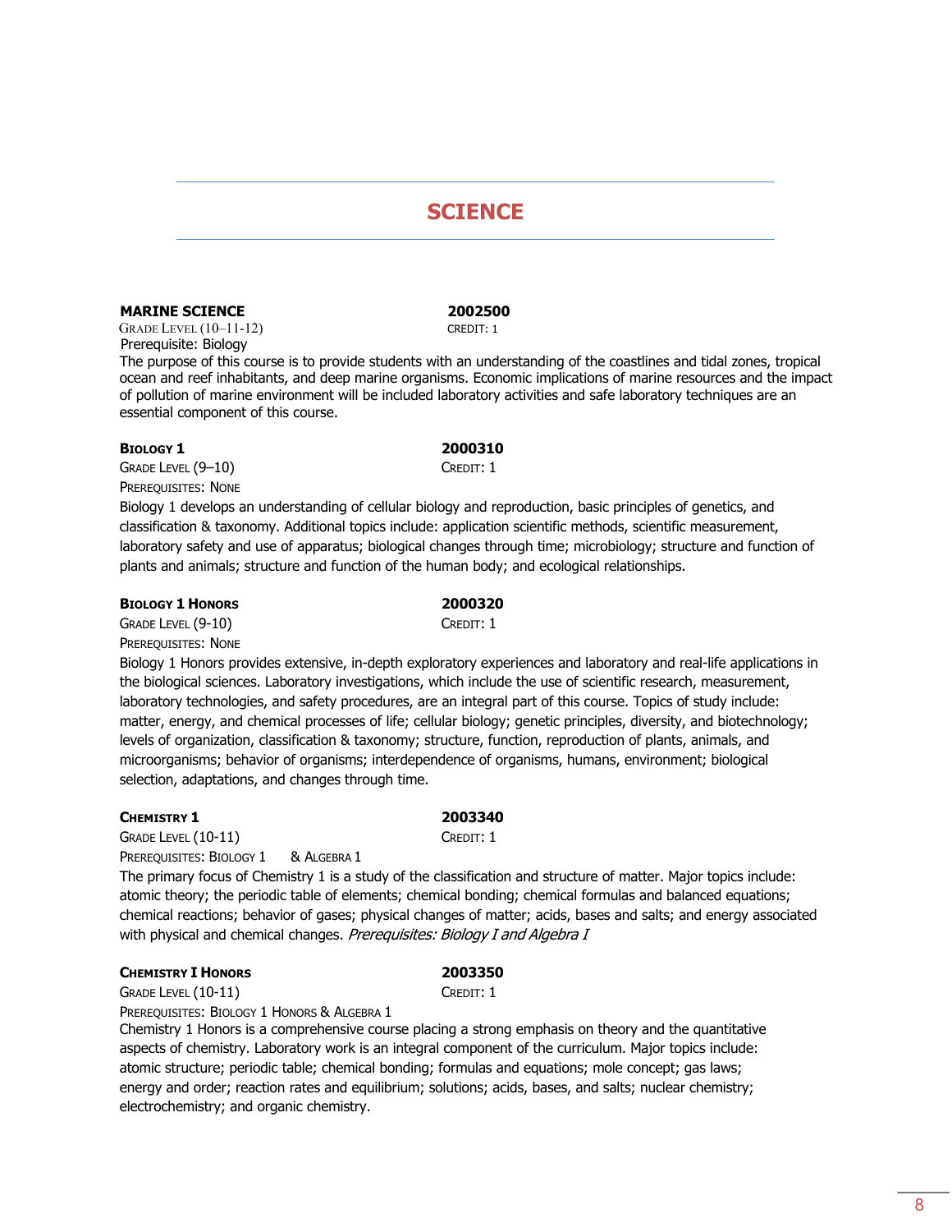# SCIENCE

**MARINE SCIENCE** **2002500**

GRADE LEVEL (10–11-12) CREDIT: 1

Prerequisite: Biology

The purpose of this course is to provide students with an understanding of the coastlines and tidal zones, tropical ocean and reef inhabitants, and deep marine organisms. Economic implications of marine resources and the impact of pollution of marine environment will be included laboratory activities and safe laboratory techniques are an essential component of this course.

**BIOLOGY 1** **2000310**

GRADE LEVEL (9–10) CREDIT: 1

PREREQUISITES: NONE

Biology 1 develops an understanding of cellular biology and reproduction, basic principles of genetics, and classification & taxonomy. Additional topics include: application scientific methods, scientific measurement, laboratory safety and use of apparatus; biological changes through time; microbiology; structure and function of plants and animals; structure and function of the human body; and ecological relationships.

**BIOLOGY 1 HONORS** **2000320**

GRADE LEVEL (9-10) CREDIT: 1

PREREQUISITES: NONE

Biology 1 Honors provides extensive, in-depth exploratory experiences and laboratory and real-life applications in the biological sciences. Laboratory investigations, which include the use of scientific research, measurement, laboratory technologies, and safety procedures, are an integral part of this course. Topics of study include: matter, energy, and chemical processes of life; cellular biology; genetic principles, diversity, and biotechnology; levels of organization, classification & taxonomy; structure, function, reproduction of plants, animals, and microorganisms; behavior of organisms; interdependence of organisms, humans, environment; biological selection, adaptations, and changes through time.

**CHEMISTRY 1** **2003340**

GRADE LEVEL (10-11) CREDIT: 1

PREREQUISITES: BIOLOGY 1 & ALGEBRA 1

The primary focus of Chemistry 1 is a study of the classification and structure of matter. Major topics include: atomic theory; the periodic table of elements; chemical bonding; chemical formulas and balanced equations; chemical reactions; behavior of gases; physical changes of matter; acids, bases and salts; and energy associated with physical and chemical changes. *Prerequisites: Biology I and Algebra I*

**CHEMISTRY I HONORS** **2003350**

GRADE LEVEL (10-11) CREDIT: 1

PREREQUISITES: BIOLOGY 1 HONORS & ALGEBRA 1

Chemistry 1 Honors is a comprehensive course placing a strong emphasis on theory and the quantitative aspects of chemistry. Laboratory work is an integral component of the curriculum. Major topics include: atomic structure; periodic table; chemical bonding; formulas and equations; mole concept; gas laws; energy and order; reaction rates and equilibrium; solutions; acids, bases, and salts; nuclear chemistry; electrochemistry; and organic chemistry.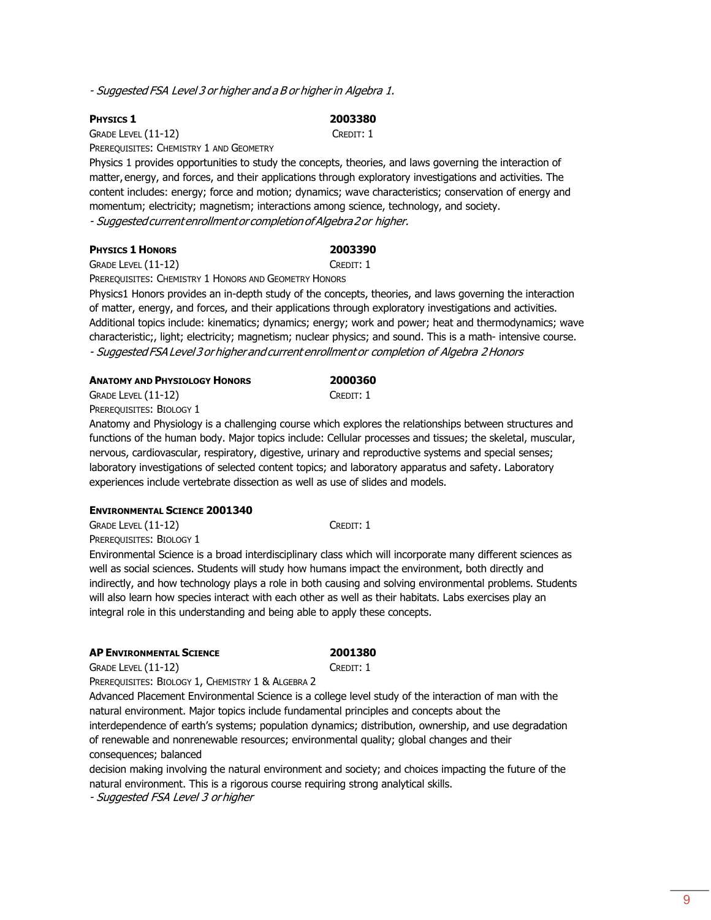*- Suggested FSA Level 3 or higher and a B or higher in Algebra 1.*

**PHYSICS 1** **2003380**

GRADE LEVEL (11-12) CREDIT: 1

PREREQUISITES: CHEMISTRY 1 AND GEOMETRY

Physics 1 provides opportunities to study the concepts, theories, and laws governing the interaction of matter, energy, and forces, and their applications through exploratory investigations and activities. The content includes: energy; force and motion; dynamics; wave characteristics; conservation of energy and momentum; electricity; magnetism; interactions among science, technology, and society.

*- Suggested current enrollment or completion of Algebra 2 or higher.*

**PHYSICS 1 HONORS** **2003390**

GRADE LEVEL (11-12) CREDIT: 1

PREREQUISITES: CHEMISTRY 1 HONORS AND GEOMETRY HONORS

Physics1 Honors provides an in-depth study of the concepts, theories, and laws governing the interaction of matter, energy, and forces, and their applications through exploratory investigations and activities. Additional topics include: kinematics; dynamics; energy; work and power; heat and thermodynamics; wave characteristic;, light; electricity; magnetism; nuclear physics; and sound. This is a math- intensive course.

*- Suggested FSA Level 3 or higher and current enrollment or completion of Algebra 2 Honors*

**ANATOMY AND PHYSIOLOGY HONORS** **2000360**

GRADE LEVEL (11-12) CREDIT: 1

PREREQUISITES: BIOLOGY 1

Anatomy and Physiology is a challenging course which explores the relationships between structures and functions of the human body. Major topics include: Cellular processes and tissues; the skeletal, muscular, nervous, cardiovascular, respiratory, digestive, urinary and reproductive systems and special senses; laboratory investigations of selected content topics; and laboratory apparatus and safety. Laboratory experiences include vertebrate dissection as well as use of slides and models.

**ENVIRONMENTAL SCIENCE 2001340**

GRADE LEVEL (11-12) CREDIT: 1

PREREQUISITES: BIOLOGY 1

Environmental Science is a broad interdisciplinary class which will incorporate many different sciences as well as social sciences. Students will study how humans impact the environment, both directly and indirectly, and how technology plays a role in both causing and solving environmental problems. Students will also learn how species interact with each other as well as their habitats. Labs exercises play an integral role in this understanding and being able to apply these concepts.

**AP ENVIRONMENTAL SCIENCE** **2001380**

GRADE LEVEL (11-12) CREDIT: 1

PREREQUISITES: BIOLOGY 1, CHEMISTRY 1 & ALGEBRA 2

Advanced Placement Environmental Science is a college level study of the interaction of man with the natural environment. Major topics include fundamental principles and concepts about the interdependence of earth's systems; population dynamics; distribution, ownership, and use degradation of renewable and nonrenewable resources; environmental quality; global changes and their consequences; balanced

decision making involving the natural environment and society; and choices impacting the future of the natural environment. This is a rigorous course requiring strong analytical skills.

*- Suggested FSA Level 3 or higher*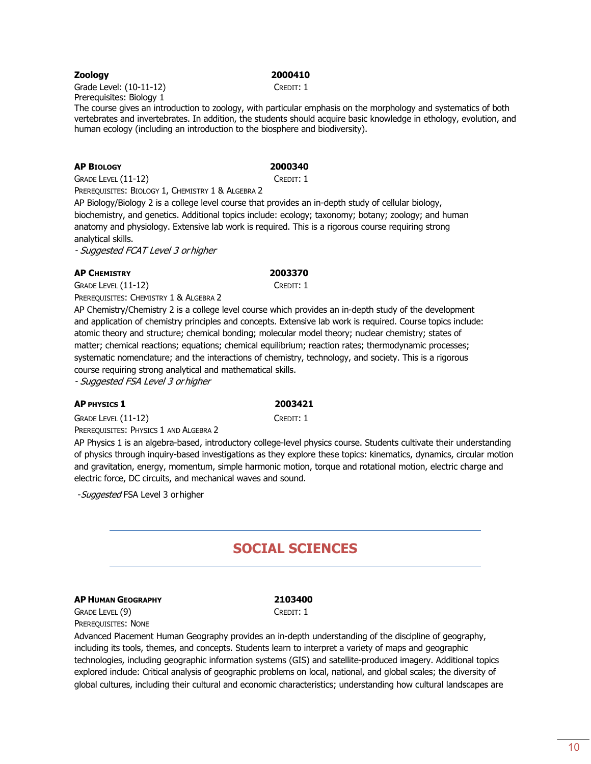**Zoology** 2000410

Grade Level: (10-11-12) CREDIT: 1

Prerequisites: Biology 1

The course gives an introduction to zoology, with particular emphasis on the morphology and systematics of both vertebrates and invertebrates. In addition, the students should acquire basic knowledge in ethology, evolution, and human ecology (including an introduction to the biosphere and biodiversity).

**AP BIOLOGY** 2000340

GRADE LEVEL (11-12) CREDIT: 1

PREREQUISITES: BIOLOGY 1, CHEMISTRY 1 & ALGEBRA 2

AP Biology/Biology 2 is a college level course that provides an in-depth study of cellular biology, biochemistry, and genetics. Additional topics include: ecology; taxonomy; botany; zoology; and human anatomy and physiology. Extensive lab work is required. This is a rigorous course requiring strong analytical skills.

*- Suggested FCAT Level 3 or higher*

**AP CHEMISTRY** 2003370

GRADE LEVEL (11-12) CREDIT: 1

PREREQUISITES: CHEMISTRY 1 & ALGEBRA 2

AP Chemistry/Chemistry 2 is a college level course which provides an in-depth study of the development and application of chemistry principles and concepts. Extensive lab work is required. Course topics include: atomic theory and structure; chemical bonding; molecular model theory; nuclear chemistry; states of matter; chemical reactions; equations; chemical equilibrium; reaction rates; thermodynamic processes; systematic nomenclature; and the interactions of chemistry, technology, and society. This is a rigorous course requiring strong analytical and mathematical skills.

*- Suggested FSA Level 3 or higher*

**AP PHYSICS 1** 2003421

GRADE LEVEL (11-12) CREDIT: 1

PREREQUISITES: PHYSICS 1 AND ALGEBRA 2

AP Physics 1 is an algebra-based, introductory college-level physics course. Students cultivate their understanding of physics through inquiry-based investigations as they explore these topics: kinematics, dynamics, circular motion and gravitation, energy, momentum, simple harmonic motion, torque and rotational motion, electric charge and electric force, DC circuits, and mechanical waves and sound.

-*Suggested* FSA Level 3 or higher

## SOCIAL SCIENCES

**AP HUMAN GEOGRAPHY** 2103400

GRADE LEVEL (9) CREDIT: 1

PREREQUISITES: NONE

Advanced Placement Human Geography provides an in-depth understanding of the discipline of geography, including its tools, themes, and concepts. Students learn to interpret a variety of maps and geographic technologies, including geographic information systems (GIS) and satellite-produced imagery. Additional topics explored include: Critical analysis of geographic problems on local, national, and global scales; the diversity of global cultures, including their cultural and economic characteristics; understanding how cultural landscapes are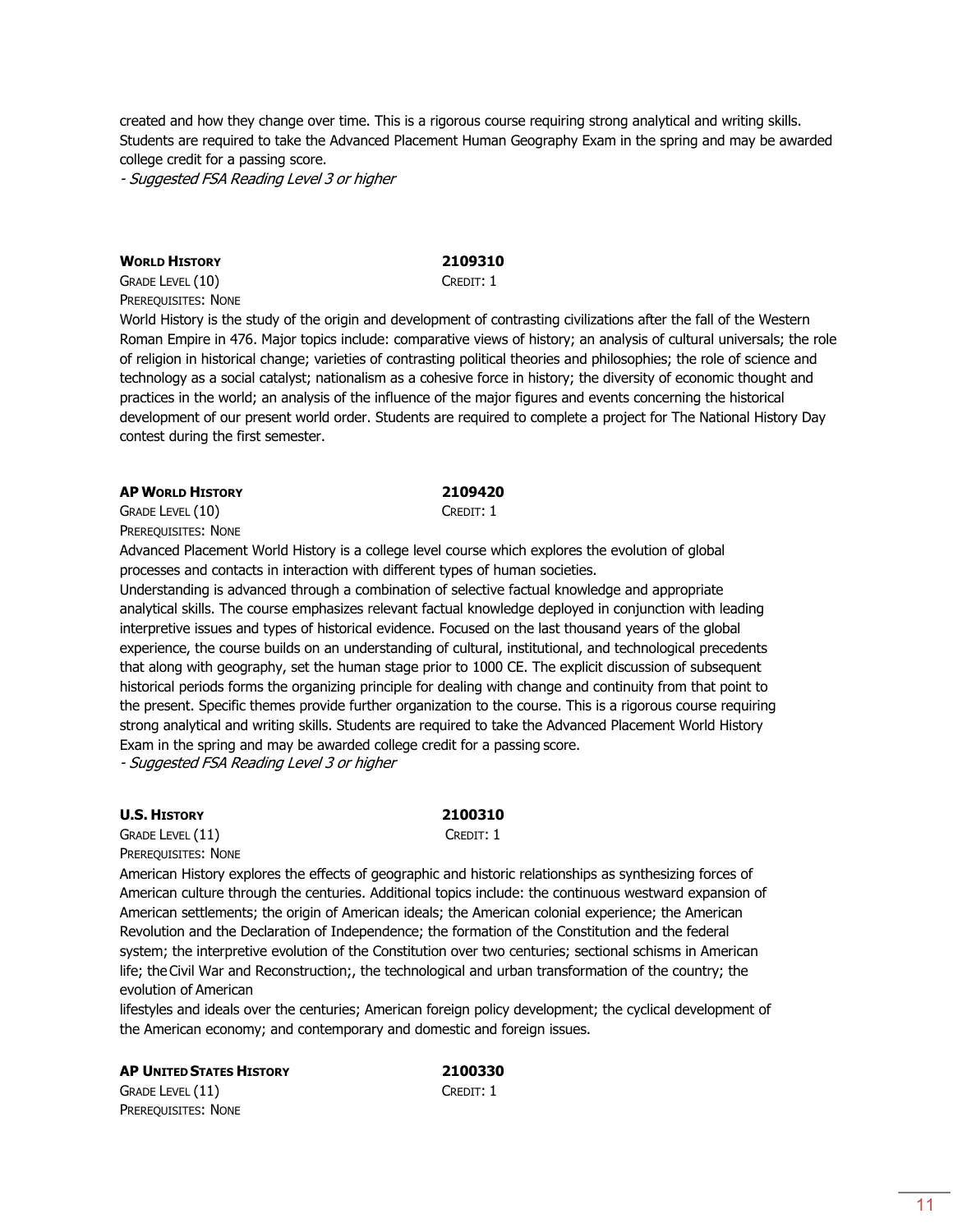created and how they change over time. This is a rigorous course requiring strong analytical and writing skills. Students are required to take the Advanced Placement Human Geography Exam in the spring and may be awarded college credit for a passing score.

*- Suggested FSA Reading Level 3 or higher*

**WORLD HISTORY** **2109310**

GRADE LEVEL (10) CREDIT: 1

PREREQUISITES: NONE

World History is the study of the origin and development of contrasting civilizations after the fall of the Western Roman Empire in 476. Major topics include: comparative views of history; an analysis of cultural universals; the role of religion in historical change; varieties of contrasting political theories and philosophies; the role of science and technology as a social catalyst; nationalism as a cohesive force in history; the diversity of economic thought and practices in the world; an analysis of the influence of the major figures and events concerning the historical development of our present world order. Students are required to complete a project for The National History Day contest during the first semester.

**AP WORLD HISTORY** **2109420**

GRADE LEVEL (10) CREDIT: 1

PREREQUISITES: NONE

Advanced Placement World History is a college level course which explores the evolution of global processes and contacts in interaction with different types of human societies.

Understanding is advanced through a combination of selective factual knowledge and appropriate analytical skills. The course emphasizes relevant factual knowledge deployed in conjunction with leading interpretive issues and types of historical evidence. Focused on the last thousand years of the global experience, the course builds on an understanding of cultural, institutional, and technological precedents that along with geography, set the human stage prior to 1000 CE. The explicit discussion of subsequent historical periods forms the organizing principle for dealing with change and continuity from that point to the present. Specific themes provide further organization to the course. This is a rigorous course requiring strong analytical and writing skills. Students are required to take the Advanced Placement World History Exam in the spring and may be awarded college credit for a passing score.

*- Suggested FSA Reading Level 3 or higher*

**U.S. HISTORY** **2100310**

GRADE LEVEL (11) CREDIT: 1

PREREQUISITES: NONE

American History explores the effects of geographic and historic relationships as synthesizing forces of American culture through the centuries. Additional topics include: the continuous westward expansion of American settlements; the origin of American ideals; the American colonial experience; the American Revolution and the Declaration of Independence; the formation of the Constitution and the federal system; the interpretive evolution of the Constitution over two centuries; sectional schisms in American life; the Civil War and Reconstruction;, the technological and urban transformation of the country; the evolution of American lifestyles and ideals over the centuries; American foreign policy development; the cyclical development of the American economy; and contemporary and domestic and foreign issues.

**AP UNITED STATES HISTORY** **2100330**

GRADE LEVEL (11) CREDIT: 1

PREREQUISITES: NONE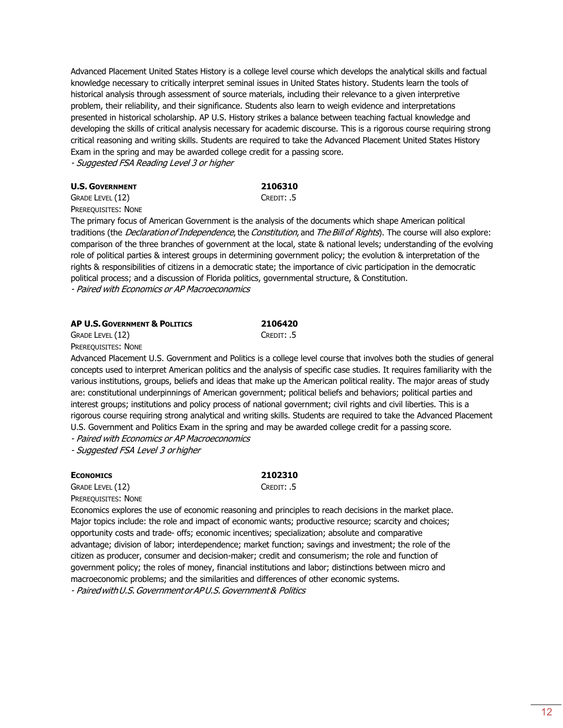Advanced Placement United States History is a college level course which develops the analytical skills and factual knowledge necessary to critically interpret seminal issues in United States history. Students learn the tools of historical analysis through assessment of source materials, including their relevance to a given interpretive problem, their reliability, and their significance. Students also learn to weigh evidence and interpretations presented in historical scholarship. AP U.S. History strikes a balance between teaching factual knowledge and developing the skills of critical analysis necessary for academic discourse. This is a rigorous course requiring strong critical reasoning and writing skills. Students are required to take the Advanced Placement United States History Exam in the spring and may be awarded college credit for a passing score.

*- Suggested FSA Reading Level 3 or higher*

**U.S. GOVERNMENT** **2106310**

GRADE LEVEL (12) CREDIT: .5

PREREQUISITES: NONE

The primary focus of American Government is the analysis of the documents which shape American political traditions (the *Declaration of Independence*, the *Constitution*, and *The Bill of Rights*). The course will also explore: comparison of the three branches of government at the local, state & national levels; understanding of the evolving role of political parties & interest groups in determining government policy; the evolution & interpretation of the rights & responsibilities of citizens in a democratic state; the importance of civic participation in the democratic political process; and a discussion of Florida politics, governmental structure, & Constitution.

*- Paired with Economics or AP Macroeconomics*

**AP U.S. GOVERNMENT & POLITICS** **2106420**

GRADE LEVEL (12) CREDIT: .5

PREREQUISITES: NONE

Advanced Placement U.S. Government and Politics is a college level course that involves both the studies of general concepts used to interpret American politics and the analysis of specific case studies. It requires familiarity with the various institutions, groups, beliefs and ideas that make up the American political reality. The major areas of study are: constitutional underpinnings of American government; political beliefs and behaviors; political parties and interest groups; institutions and policy process of national government; civil rights and civil liberties. This is a rigorous course requiring strong analytical and writing skills. Students are required to take the Advanced Placement U.S. Government and Politics Exam in the spring and may be awarded college credit for a passing score.

*- Paired with Economics or AP Macroeconomics*

*- Suggested FSA Level 3 or higher*

**ECONOMICS** **2102310**

GRADE LEVEL (12) CREDIT: .5

PREREQUISITES: NONE

Economics explores the use of economic reasoning and principles to reach decisions in the market place. Major topics include: the role and impact of economic wants; productive resource; scarcity and choices; opportunity costs and trade- offs; economic incentives; specialization; absolute and comparative advantage; division of labor; interdependence; market function; savings and investment; the role of the citizen as producer, consumer and decision-maker; credit and consumerism; the role and function of government policy; the roles of money, financial institutions and labor; distinctions between micro and macroeconomic problems; and the similarities and differences of other economic systems.

*- Paired with U.S. Government or AP U.S. Government & Politics*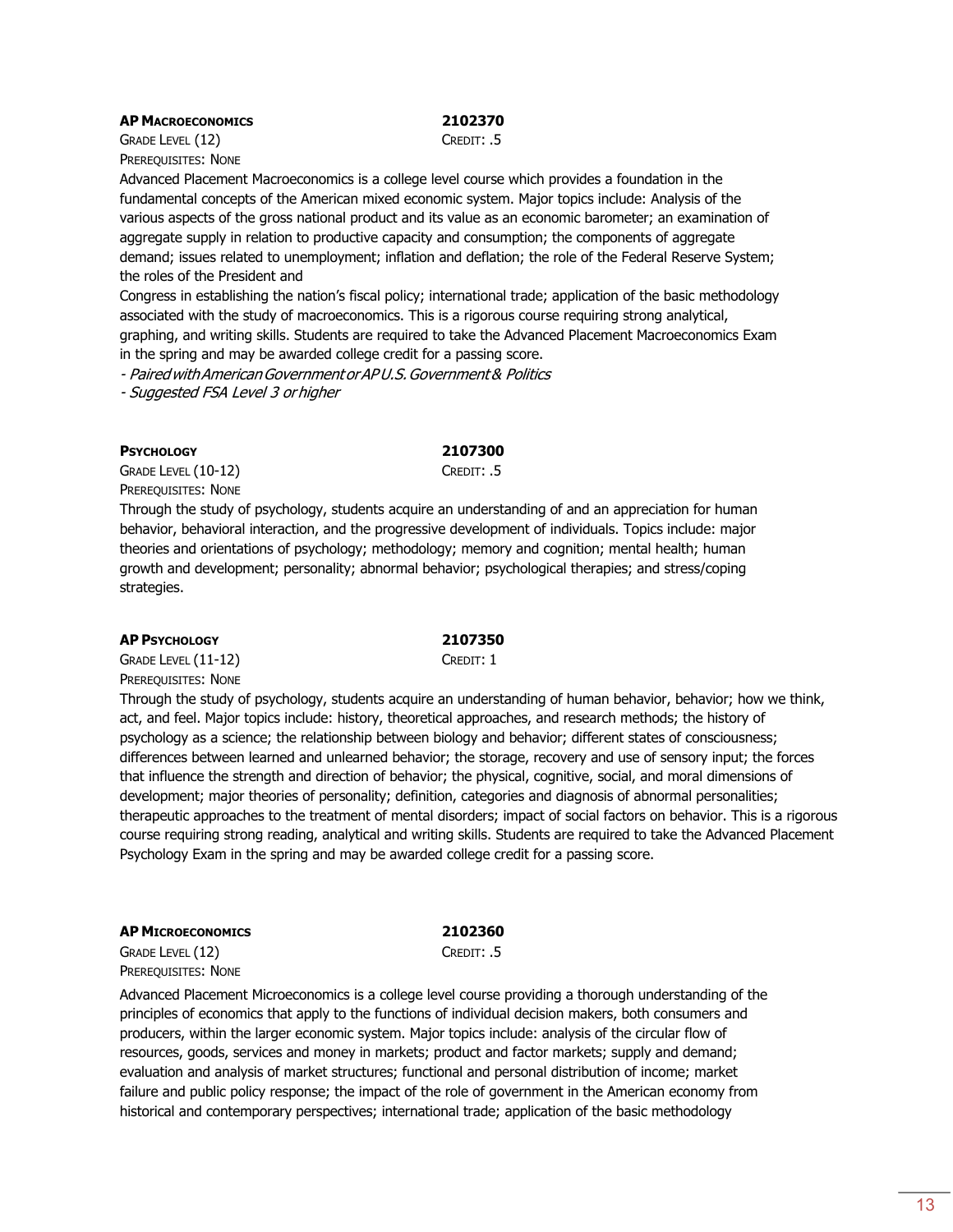**AP Macroeconomics** **2102370**

Grade Level (12) Credit: .5

Prerequisites: None

Advanced Placement Macroeconomics is a college level course which provides a foundation in the fundamental concepts of the American mixed economic system. Major topics include: Analysis of the various aspects of the gross national product and its value as an economic barometer; an examination of aggregate supply in relation to productive capacity and consumption; the components of aggregate demand; issues related to unemployment; inflation and deflation; the role of the Federal Reserve System; the roles of the President and

Congress in establishing the nation's fiscal policy; international trade; application of the basic methodology associated with the study of macroeconomics. This is a rigorous course requiring strong analytical, graphing, and writing skills. Students are required to take the Advanced Placement Macroeconomics Exam in the spring and may be awarded college credit for a passing score.

*- Paired with American Government or AP U.S. Government & Politics*

*- Suggested FSA Level 3 or higher*

**Psychology** **2107300**

Grade Level (10-12) Credit: .5

Prerequisites: None

Through the study of psychology, students acquire an understanding of and an appreciation for human behavior, behavioral interaction, and the progressive development of individuals. Topics include: major theories and orientations of psychology; methodology; memory and cognition; mental health; human growth and development; personality; abnormal behavior; psychological therapies; and stress/coping strategies.

**AP Psychology** **2107350**

Grade Level (11-12) Credit: 1

Prerequisites: None

Through the study of psychology, students acquire an understanding of human behavior, behavior; how we think, act, and feel. Major topics include: history, theoretical approaches, and research methods; the history of psychology as a science; the relationship between biology and behavior; different states of consciousness; differences between learned and unlearned behavior; the storage, recovery and use of sensory input; the forces that influence the strength and direction of behavior; the physical, cognitive, social, and moral dimensions of development; major theories of personality; definition, categories and diagnosis of abnormal personalities; therapeutic approaches to the treatment of mental disorders; impact of social factors on behavior. This is a rigorous course requiring strong reading, analytical and writing skills. Students are required to take the Advanced Placement Psychology Exam in the spring and may be awarded college credit for a passing score.

**AP Microeconomics** **2102360**

Grade Level (12) Credit: .5

Prerequisites: None

Advanced Placement Microeconomics is a college level course providing a thorough understanding of the principles of economics that apply to the functions of individual decision makers, both consumers and producers, within the larger economic system. Major topics include: analysis of the circular flow of resources, goods, services and money in markets; product and factor markets; supply and demand; evaluation and analysis of market structures; functional and personal distribution of income; market failure and public policy response; the impact of the role of government in the American economy from historical and contemporary perspectives; international trade; application of the basic methodology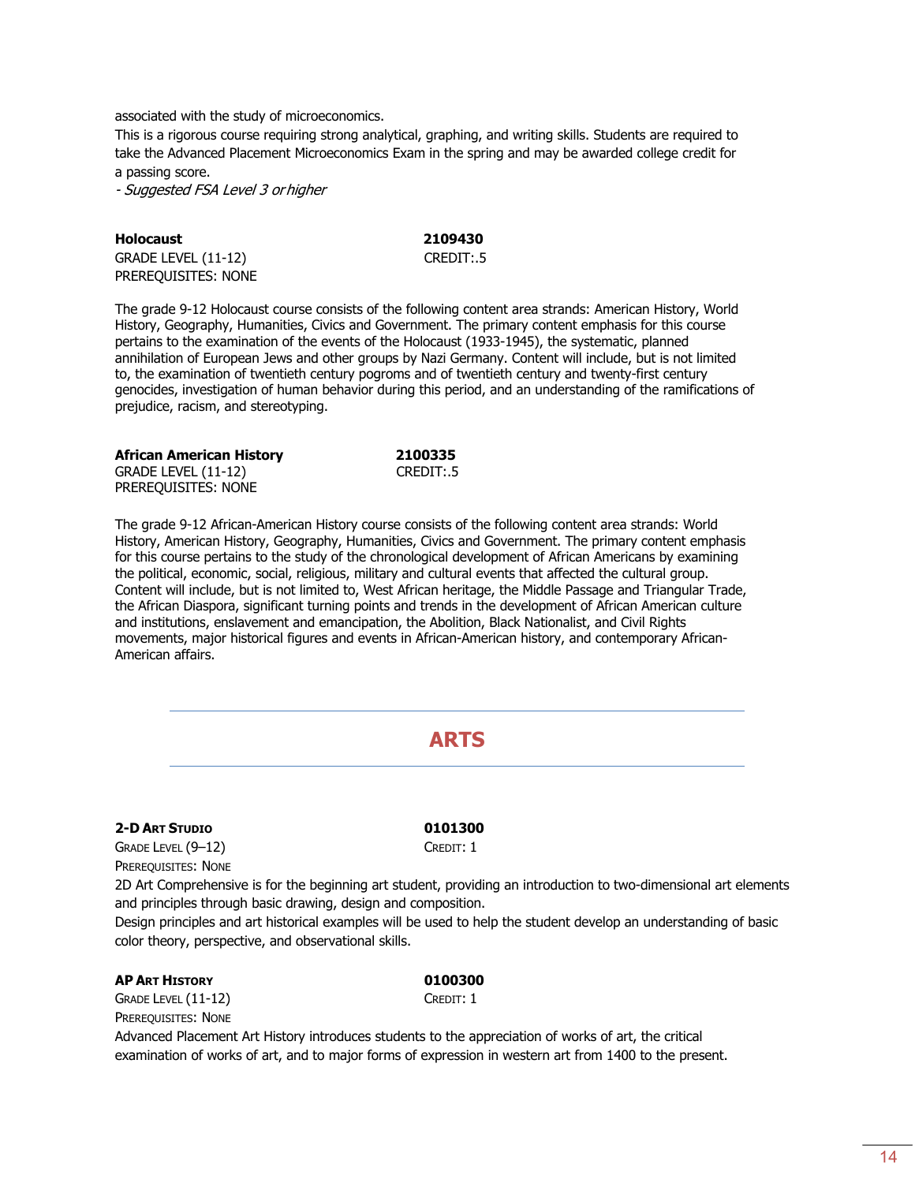associated with the study of microeconomics.

This is a rigorous course requiring strong analytical, graphing, and writing skills. Students are required to take the Advanced Placement Microeconomics Exam in the spring and may be awarded college credit for a passing score.

*- Suggested FSA Level 3 or higher*

**Holocaust** **2109430**
GRADE LEVEL (11-12) CREDIT:.5
PREREQUISITES: NONE

The grade 9-12 Holocaust course consists of the following content area strands: American History, World History, Geography, Humanities, Civics and Government. The primary content emphasis for this course pertains to the examination of the events of the Holocaust (1933-1945), the systematic, planned annihilation of European Jews and other groups by Nazi Germany. Content will include, but is not limited to, the examination of twentieth century pogroms and of twentieth century and twenty-first century genocides, investigation of human behavior during this period, and an understanding of the ramifications of prejudice, racism, and stereotyping.

**African American History** **2100335**
GRADE LEVEL (11-12) CREDIT:.5
PREREQUISITES: NONE

The grade 9-12 African-American History course consists of the following content area strands: World History, American History, Geography, Humanities, Civics and Government. The primary content emphasis for this course pertains to the study of the chronological development of African Americans by examining the political, economic, social, religious, military and cultural events that affected the cultural group. Content will include, but is not limited to, West African heritage, the Middle Passage and Triangular Trade, the African Diaspora, significant turning points and trends in the development of African American culture and institutions, enslavement and emancipation, the Abolition, Black Nationalist, and Civil Rights movements, major historical figures and events in African-American history, and contemporary African-American affairs.

## ARTS

**2-D Art Studio** **0101300**
Grade Level (9–12) Credit: 1
Prerequisites: None

2D Art Comprehensive is for the beginning art student, providing an introduction to two-dimensional art elements and principles through basic drawing, design and composition.

Design principles and art historical examples will be used to help the student develop an understanding of basic color theory, perspective, and observational skills.

**AP Art History** **0100300**
Grade Level (11-12) Credit: 1
Prerequisites: None

Advanced Placement Art History introduces students to the appreciation of works of art, the critical examination of works of art, and to major forms of expression in western art from 1400 to the present.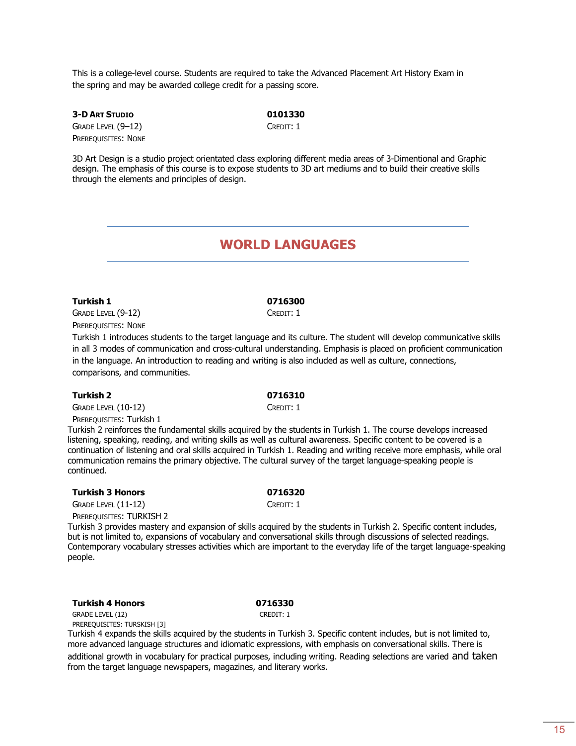This is a college-level course. Students are required to take the Advanced Placement Art History Exam in the spring and may be awarded college credit for a passing score.

**3-D Art Studio** — **0101330**

Grade Level (9–12) — Credit: 1

Prerequisites: None

3D Art Design is a studio project orientated class exploring different media areas of 3-Dimentional and Graphic design. The emphasis of this course is to expose students to 3D art mediums and to build their creative skills through the elements and principles of design.

## WORLD LANGUAGES

**Turkish 1** — **0716300**

Grade Level (9-12) — Credit: 1

Prerequisites: None

Turkish 1 introduces students to the target language and its culture. The student will develop communicative skills in all 3 modes of communication and cross-cultural understanding. Emphasis is placed on proficient communication in the language. An introduction to reading and writing is also included as well as culture, connections, comparisons, and communities.

**Turkish 2** — **0716310**

Grade Level (10-12) — Credit: 1

Prerequisites: Turkish 1

Turkish 2 reinforces the fundamental skills acquired by the students in Turkish 1. The course develops increased listening, speaking, reading, and writing skills as well as cultural awareness. Specific content to be covered is a continuation of listening and oral skills acquired in Turkish 1. Reading and writing receive more emphasis, while oral communication remains the primary objective. The cultural survey of the target language-speaking people is continued.

**Turkish 3 Honors** — **0716320**

Grade Level (11-12) — Credit: 1

Prerequisites: TURKISH 2

Turkish 3 provides mastery and expansion of skills acquired by the students in Turkish 2. Specific content includes, but is not limited to, expansions of vocabulary and conversational skills through discussions of selected readings. Contemporary vocabulary stresses activities which are important to the everyday life of the target language-speaking people.

**Turkish 4 Honors** — **0716330**

GRADE LEVEL (12) — CREDIT: 1

PREREQUISITES: TURSKISH [3]

Turkish 4 expands the skills acquired by the students in Turkish 3. Specific content includes, but is not limited to, more advanced language structures and idiomatic expressions, with emphasis on conversational skills. There is additional growth in vocabulary for practical purposes, including writing. Reading selections are varied and taken from the target language newspapers, magazines, and literary works.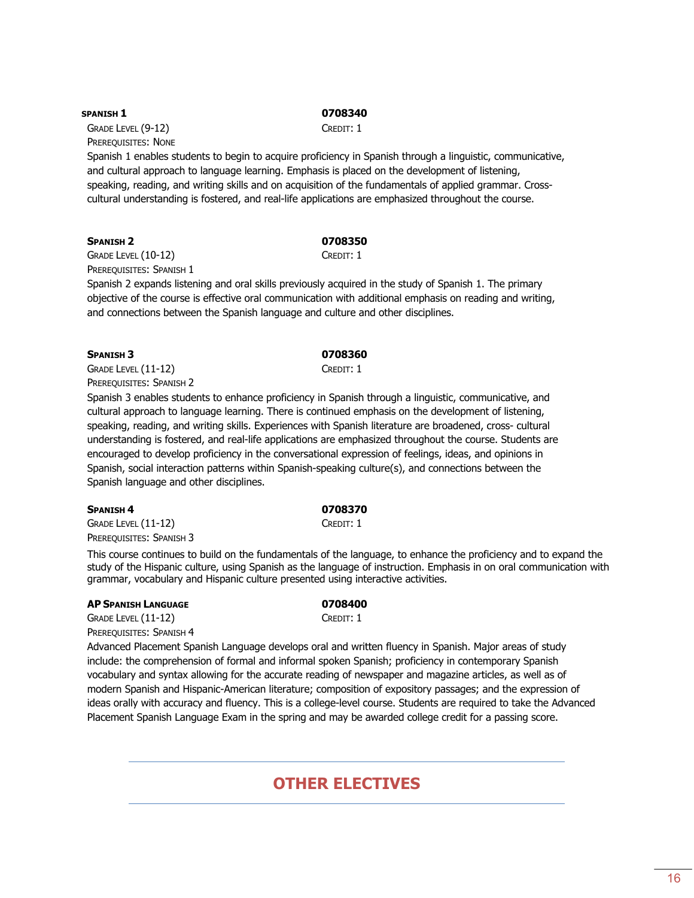**SPANISH 1** **0708340**

GRADE LEVEL (9-12) CREDIT: 1

PREREQUISITES: NONE

Spanish 1 enables students to begin to acquire proficiency in Spanish through a linguistic, communicative, and cultural approach to language learning. Emphasis is placed on the development of listening, speaking, reading, and writing skills and on acquisition of the fundamentals of applied grammar. Cross-cultural understanding is fostered, and real-life applications are emphasized throughout the course.

**SPANISH 2** **0708350**

GRADE LEVEL (10-12) CREDIT: 1

PREREQUISITES: SPANISH 1

Spanish 2 expands listening and oral skills previously acquired in the study of Spanish 1. The primary objective of the course is effective oral communication with additional emphasis on reading and writing, and connections between the Spanish language and culture and other disciplines.

**SPANISH 3** **0708360**

GRADE LEVEL (11-12) CREDIT: 1

PREREQUISITES: SPANISH 2

Spanish 3 enables students to enhance proficiency in Spanish through a linguistic, communicative, and cultural approach to language learning. There is continued emphasis on the development of listening, speaking, reading, and writing skills. Experiences with Spanish literature are broadened, cross- cultural understanding is fostered, and real-life applications are emphasized throughout the course. Students are encouraged to develop proficiency in the conversational expression of feelings, ideas, and opinions in Spanish, social interaction patterns within Spanish-speaking culture(s), and connections between the Spanish language and other disciplines.

**SPANISH 4** **0708370**

GRADE LEVEL (11-12) CREDIT: 1

PREREQUISITES: SPANISH 3

This course continues to build on the fundamentals of the language, to enhance the proficiency and to expand the study of the Hispanic culture, using Spanish as the language of instruction. Emphasis in on oral communication with grammar, vocabulary and Hispanic culture presented using interactive activities.

**AP SPANISH LANGUAGE** **0708400**

GRADE LEVEL (11-12) CREDIT: 1

PREREQUISITES: SPANISH 4

Advanced Placement Spanish Language develops oral and written fluency in Spanish. Major areas of study include: the comprehension of formal and informal spoken Spanish; proficiency in contemporary Spanish vocabulary and syntax allowing for the accurate reading of newspaper and magazine articles, as well as of modern Spanish and Hispanic-American literature; composition of expository passages; and the expression of ideas orally with accuracy and fluency. This is a college-level course. Students are required to take the Advanced Placement Spanish Language Exam in the spring and may be awarded college credit for a passing score.

## OTHER ELECTIVES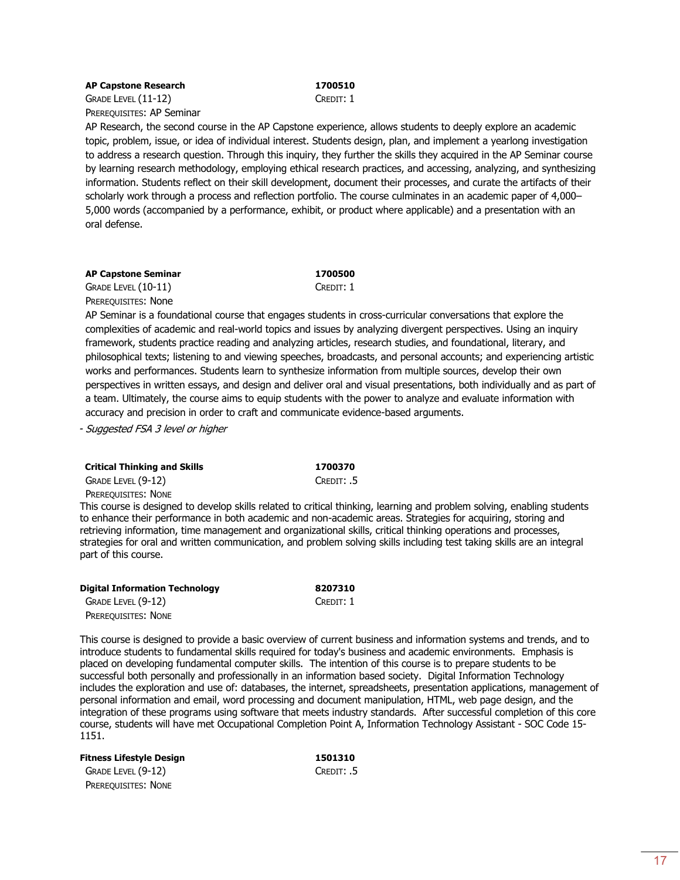**AP Capstone Research** **1700510**
GRADE LEVEL (11-12) CREDIT: 1
PREREQUISITES: AP Seminar

AP Research, the second course in the AP Capstone experience, allows students to deeply explore an academic topic, problem, issue, or idea of individual interest. Students design, plan, and implement a yearlong investigation to address a research question. Through this inquiry, they further the skills they acquired in the AP Seminar course by learning research methodology, employing ethical research practices, and accessing, analyzing, and synthesizing information. Students reflect on their skill development, document their processes, and curate the artifacts of their scholarly work through a process and reflection portfolio. The course culminates in an academic paper of 4,000–5,000 words (accompanied by a performance, exhibit, or product where applicable) and a presentation with an oral defense.

**AP Capstone Seminar** **1700500**
GRADE LEVEL (10-11) CREDIT: 1
PREREQUISITES: None

AP Seminar is a foundational course that engages students in cross-curricular conversations that explore the complexities of academic and real-world topics and issues by analyzing divergent perspectives. Using an inquiry framework, students practice reading and analyzing articles, research studies, and foundational, literary, and philosophical texts; listening to and viewing speeches, broadcasts, and personal accounts; and experiencing artistic works and performances. Students learn to synthesize information from multiple sources, develop their own perspectives in written essays, and design and deliver oral and visual presentations, both individually and as part of a team. Ultimately, the course aims to equip students with the power to analyze and evaluate information with accuracy and precision in order to craft and communicate evidence-based arguments.

- *Suggested FSA 3 level or higher*

**Critical Thinking and Skills** **1700370**
GRADE LEVEL (9-12) CREDIT: .5
PREREQUISITES: NONE

This course is designed to develop skills related to critical thinking, learning and problem solving, enabling students to enhance their performance in both academic and non-academic areas. Strategies for acquiring, storing and retrieving information, time management and organizational skills, critical thinking operations and processes, strategies for oral and written communication, and problem solving skills including test taking skills are an integral part of this course.

**Digital Information Technology** **8207310**
GRADE LEVEL (9-12) CREDIT: 1
PREREQUISITES: NONE

This course is designed to provide a basic overview of current business and information systems and trends, and to introduce students to fundamental skills required for today's business and academic environments. Emphasis is placed on developing fundamental computer skills. The intention of this course is to prepare students to be successful both personally and professionally in an information based society. Digital Information Technology includes the exploration and use of: databases, the internet, spreadsheets, presentation applications, management of personal information and email, word processing and document manipulation, HTML, web page design, and the integration of these programs using software that meets industry standards. After successful completion of this core course, students will have met Occupational Completion Point A, Information Technology Assistant - SOC Code 15-1151.

**Fitness Lifestyle Design** **1501310**
GRADE LEVEL (9-12) CREDIT: .5
PREREQUISITES: NONE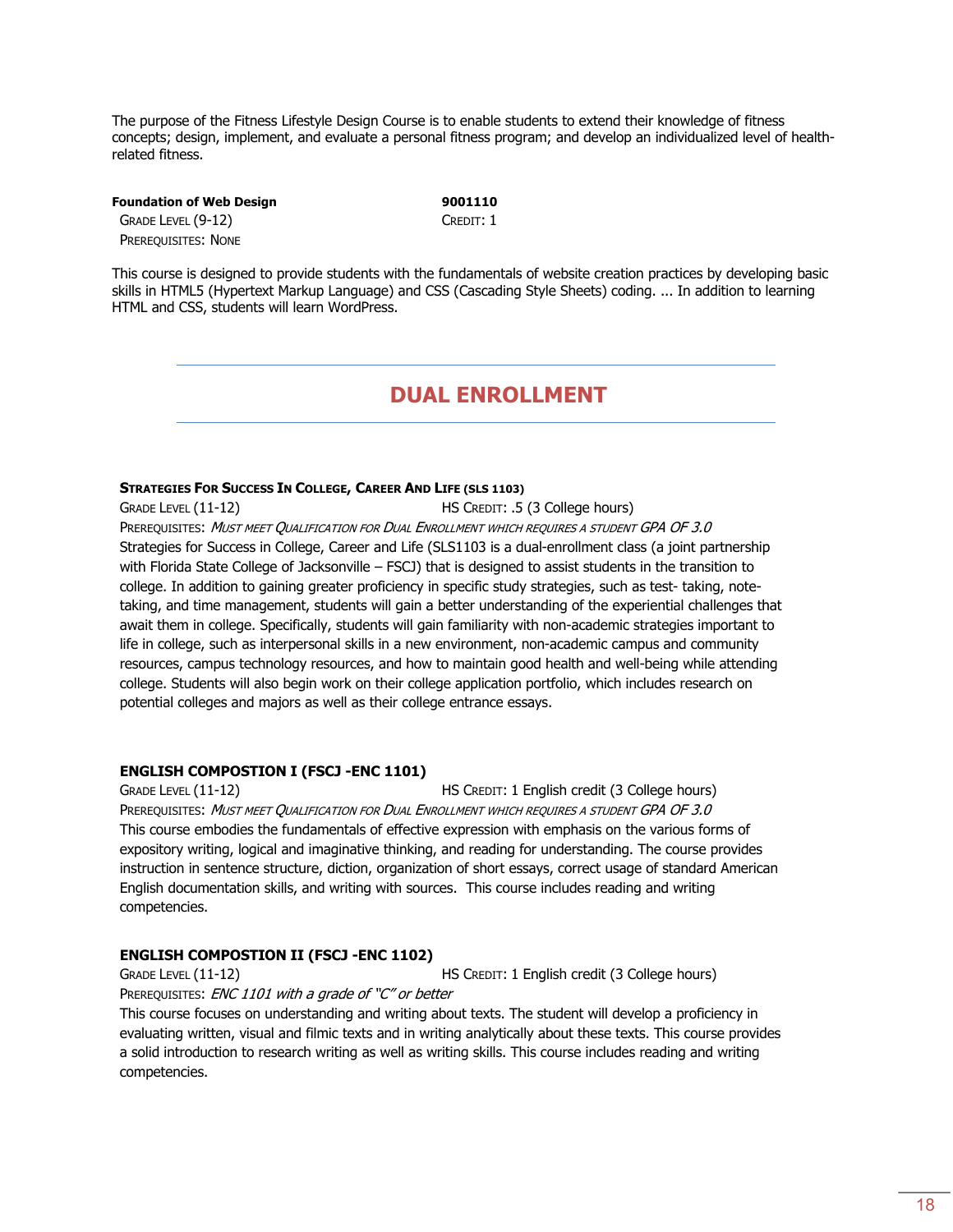The purpose of the Fitness Lifestyle Design Course is to enable students to extend their knowledge of fitness concepts; design, implement, and evaluate a personal fitness program; and develop an individualized level of health-related fitness.

**Foundation of Web Design** **9001110**
GRADE LEVEL (9-12) CREDIT: 1
PREREQUISITES: NONE

This course is designed to provide students with the fundamentals of website creation practices by developing basic skills in HTML5 (Hypertext Markup Language) and CSS (Cascading Style Sheets) coding. ... In addition to learning HTML and CSS, students will learn WordPress.

## DUAL ENROLLMENT

**STRATEGIES FOR SUCCESS IN COLLEGE, CAREER AND LIFE (SLS 1103)**
GRADE LEVEL (11-12) HS CREDIT: .5 (3 College hours)
PREREQUISITES: *MUST MEET QUALIFICATION FOR DUAL ENROLLMENT WHICH REQUIRES A STUDENT GPA OF 3.0*
Strategies for Success in College, Career and Life (SLS1103 is a dual-enrollment class (a joint partnership with Florida State College of Jacksonville – FSCJ) that is designed to assist students in the transition to college. In addition to gaining greater proficiency in specific study strategies, such as test- taking, note-taking, and time management, students will gain a better understanding of the experiential challenges that await them in college. Specifically, students will gain familiarity with non-academic strategies important to life in college, such as interpersonal skills in a new environment, non-academic campus and community resources, campus technology resources, and how to maintain good health and well-being while attending college. Students will also begin work on their college application portfolio, which includes research on potential colleges and majors as well as their college entrance essays.

**ENGLISH COMPOSTION I (FSCJ -ENC 1101)**
GRADE LEVEL (11-12) HS CREDIT: 1 English credit (3 College hours)
PREREQUISITES: *MUST MEET QUALIFICATION FOR DUAL ENROLLMENT WHICH REQUIRES A STUDENT GPA OF 3.0*
This course embodies the fundamentals of effective expression with emphasis on the various forms of expository writing, logical and imaginative thinking, and reading for understanding. The course provides instruction in sentence structure, diction, organization of short essays, correct usage of standard American English documentation skills, and writing with sources. This course includes reading and writing competencies.

**ENGLISH COMPOSTION II (FSCJ -ENC 1102)**
GRADE LEVEL (11-12) HS CREDIT: 1 English credit (3 College hours)
PREREQUISITES: *ENC 1101 with a grade of "C" or better*
This course focuses on understanding and writing about texts. The student will develop a proficiency in evaluating written, visual and filmic texts and in writing analytically about these texts. This course provides a solid introduction to research writing as well as writing skills. This course includes reading and writing competencies.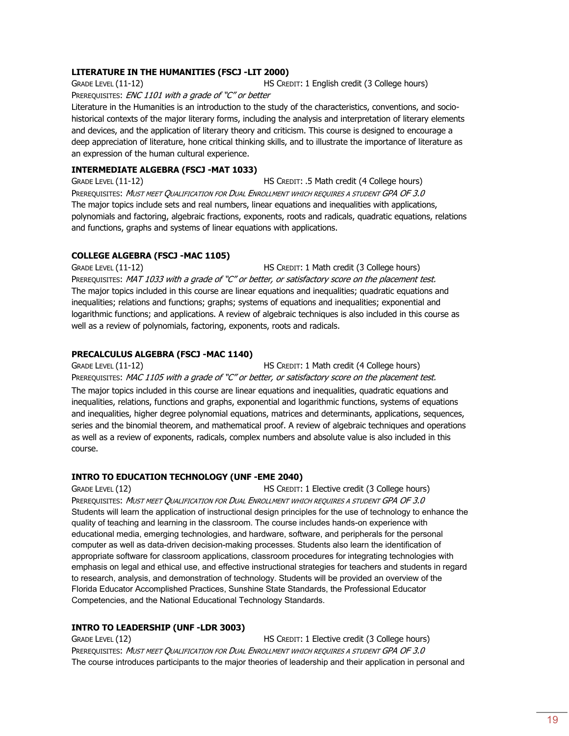### LITERATURE IN THE HUMANITIES (FSCJ -LIT 2000)

GRADE LEVEL (11-12) HS CREDIT: 1 English credit (3 College hours)

PREREQUISITES: *ENC 1101 with a grade of "C" or better*

Literature in the Humanities is an introduction to the study of the characteristics, conventions, and socio-historical contexts of the major literary forms, including the analysis and interpretation of literary elements and devices, and the application of literary theory and criticism. This course is designed to encourage a deep appreciation of literature, hone critical thinking skills, and to illustrate the importance of literature as an expression of the human cultural experience.

### INTERMEDIATE ALGEBRA (FSCJ -MAT 1033)

GRADE LEVEL (11-12) HS CREDIT: .5 Math credit (4 College hours)

PREREQUISITES: *MUST MEET QUALIFICATION FOR DUAL ENROLLMENT WHICH REQUIRES A STUDENT GPA OF 3.0*

The major topics include sets and real numbers, linear equations and inequalities with applications, polynomials and factoring, algebraic fractions, exponents, roots and radicals, quadratic equations, relations and functions, graphs and systems of linear equations with applications.

### COLLEGE ALGEBRA (FSCJ -MAC 1105)

GRADE LEVEL (11-12) HS CREDIT: 1 Math credit (3 College hours)

PREREQUISITES: *MAT 1033 with a grade of "C" or better, or satisfactory score on the placement test.*

The major topics included in this course are linear equations and inequalities; quadratic equations and inequalities; relations and functions; graphs; systems of equations and inequalities; exponential and logarithmic functions; and applications. A review of algebraic techniques is also included in this course as well as a review of polynomials, factoring, exponents, roots and radicals.

### PRECALCULUS ALGEBRA (FSCJ -MAC 1140)

GRADE LEVEL (11-12) HS CREDIT: 1 Math credit (4 College hours)

PREREQUISITES: *MAC 1105 with a grade of "C" or better, or satisfactory score on the placement test.*

The major topics included in this course are linear equations and inequalities, quadratic equations and inequalities, relations, functions and graphs, exponential and logarithmic functions, systems of equations and inequalities, higher degree polynomial equations, matrices and determinants, applications, sequences, series and the binomial theorem, and mathematical proof. A review of algebraic techniques and operations as well as a review of exponents, radicals, complex numbers and absolute value is also included in this course.

### INTRO TO EDUCATION TECHNOLOGY (UNF -EME 2040)

GRADE LEVEL (12) HS CREDIT: 1 Elective credit (3 College hours)

PREREQUISITES: *MUST MEET QUALIFICATION FOR DUAL ENROLLMENT WHICH REQUIRES A STUDENT GPA OF 3.0*

Students will learn the application of instructional design principles for the use of technology to enhance the quality of teaching and learning in the classroom. The course includes hands-on experience with educational media, emerging technologies, and hardware, software, and peripherals for the personal computer as well as data-driven decision-making processes. Students also learn the identification of appropriate software for classroom applications, classroom procedures for integrating technologies with emphasis on legal and ethical use, and effective instructional strategies for teachers and students in regard to research, analysis, and demonstration of technology. Students will be provided an overview of the Florida Educator Accomplished Practices, Sunshine State Standards, the Professional Educator Competencies, and the National Educational Technology Standards.

### INTRO TO LEADERSHIP (UNF -LDR 3003)

GRADE LEVEL (12) HS CREDIT: 1 Elective credit (3 College hours)

PREREQUISITES: *MUST MEET QUALIFICATION FOR DUAL ENROLLMENT WHICH REQUIRES A STUDENT GPA OF 3.0*

The course introduces participants to the major theories of leadership and their application in personal and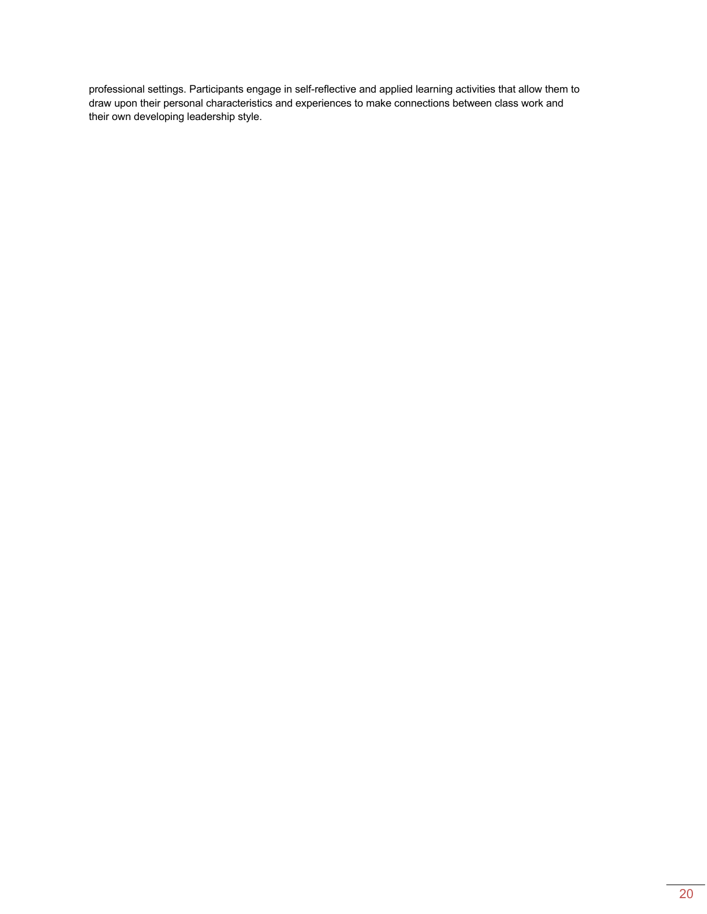professional settings. Participants engage in self-reflective and applied learning activities that allow them to draw upon their personal characteristics and experiences to make connections between class work and their own developing leadership style.